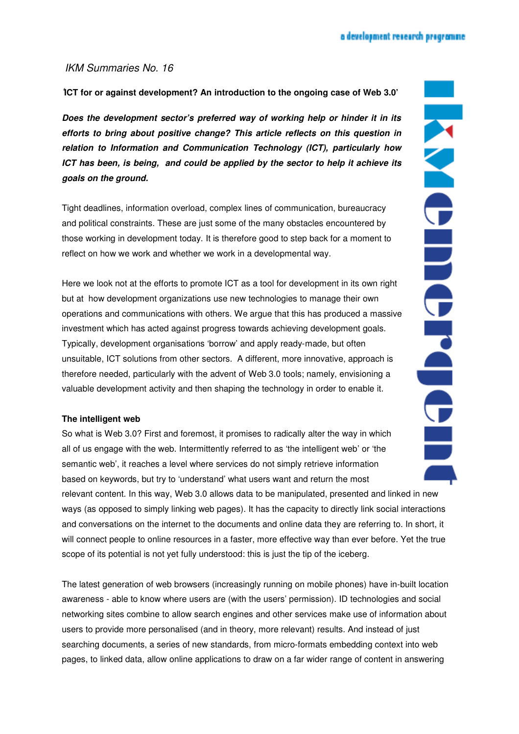*IKM Summaries No. 16*

**'ICT for or against development? An introduction to the ongoing case of Web 3.0'**

***Does the development sector's preferred way of working help or hinder it in its efforts to bring about positive change? This article reflects on this question in relation to Information and Communication Technology (ICT), particularly how ICT has been, is being, and could be applied by the sector to help it achieve its goals on the ground.***

Tight deadlines, information overload, complex lines of communication, bureaucracy and political constraints. These are just some of the many obstacles encountered by those working in development today. It is therefore good to step back for a moment to reflect on how we work and whether we work in a developmental way.

Here we look not at the efforts to promote ICT as a tool for development in its own right but at how development organizations use new technologies to manage their own operations and communications with others. We argue that this has produced a massive investment which has acted against progress towards achieving development goals. Typically, development organisations 'borrow' and apply ready-made, but often unsuitable, ICT solutions from other sectors. A different, more innovative, approach is therefore needed, particularly with the advent of Web 3.0 tools; namely, envisioning a valuable development activity and then shaping the technology in order to enable it.

**The intelligent web**

So what is Web 3.0? First and foremost, it promises to radically alter the way in which all of us engage with the web. Intermittently referred to as 'the intelligent web' or 'the semantic web', it reaches a level where services do not simply retrieve information based on keywords, but try to 'understand' what users want and return the most relevant content. In this way, Web 3.0 allows data to be manipulated, presented and linked in new ways (as opposed to simply linking web pages). It has the capacity to directly link social interactions and conversations on the internet to the documents and online data they are referring to. In short, it will connect people to online resources in a faster, more effective way than ever before. Yet the true scope of its potential is not yet fully understood: this is just the tip of the iceberg.

The latest generation of web browsers (increasingly running on mobile phones) have in-built location awareness - able to know where users are (with the users' permission). ID technologies and social networking sites combine to allow search engines and other services make use of information about users to provide more personalised (and in theory, more relevant) results. And instead of just searching documents, a series of new standards, from micro-formats embedding context into web pages, to linked data, allow online applications to draw on a far wider range of content in answering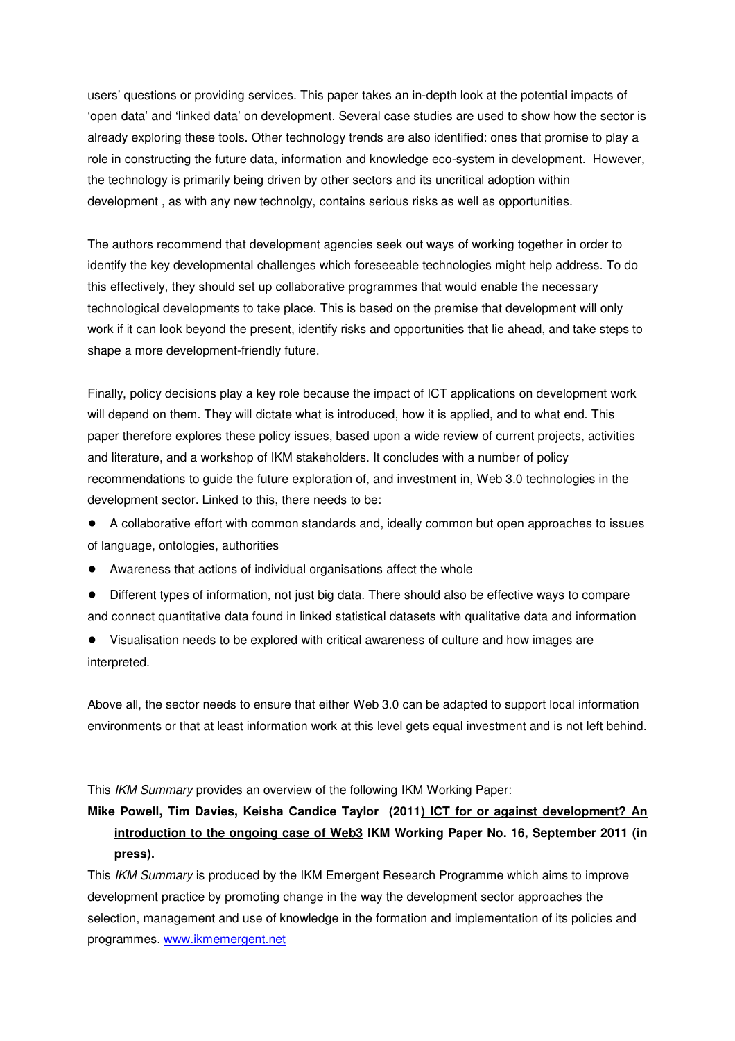users' questions or providing services. This paper takes an in-depth look at the potential impacts of 'open data' and 'linked data' on development. Several case studies are used to show how the sector is already exploring these tools. Other technology trends are also identified: ones that promise to play a role in constructing the future data, information and knowledge eco-system in development. However, the technology is primarily being driven by other sectors and its uncritical adoption within development , as with any new technolgy, contains serious risks as well as opportunities.

The authors recommend that development agencies seek out ways of working together in order to identify the key developmental challenges which foreseeable technologies might help address. To do this effectively, they should set up collaborative programmes that would enable the necessary technological developments to take place. This is based on the premise that development will only work if it can look beyond the present, identify risks and opportunities that lie ahead, and take steps to shape a more development-friendly future.

Finally, policy decisions play a key role because the impact of ICT applications on development work will depend on them. They will dictate what is introduced, how it is applied, and to what end. This paper therefore explores these policy issues, based upon a wide review of current projects, activities and literature, and a workshop of IKM stakeholders. It concludes with a number of policy recommendations to guide the future exploration of, and investment in, Web 3.0 technologies in the development sector. Linked to this, there needs to be:

- A collaborative effort with common standards and, ideally common but open approaches to issues of language, ontologies, authorities
- Awareness that actions of individual organisations affect the whole
- Different types of information, not just big data. There should also be effective ways to compare and connect quantitative data found in linked statistical datasets with qualitative data and information
- Visualisation needs to be explored with critical awareness of culture and how images are interpreted.

Above all, the sector needs to ensure that either Web 3.0 can be adapted to support local information environments or that at least information work at this level gets equal investment and is not left behind.

This *IKM Summary* provides an overview of the following IKM Working Paper:

**Mike Powell, Tim Davies, Keisha Candice Taylor (2011) ICT for or against development? An introduction to the ongoing case of Web3 IKM Working Paper No. 16, September 2011 (in press).**

This *IKM Summary* is produced by the IKM Emergent Research Programme which aims to improve development practice by promoting change in the way the development sector approaches the selection, management and use of knowledge in the formation and implementation of its policies and programmes. www.ikmemergent.net